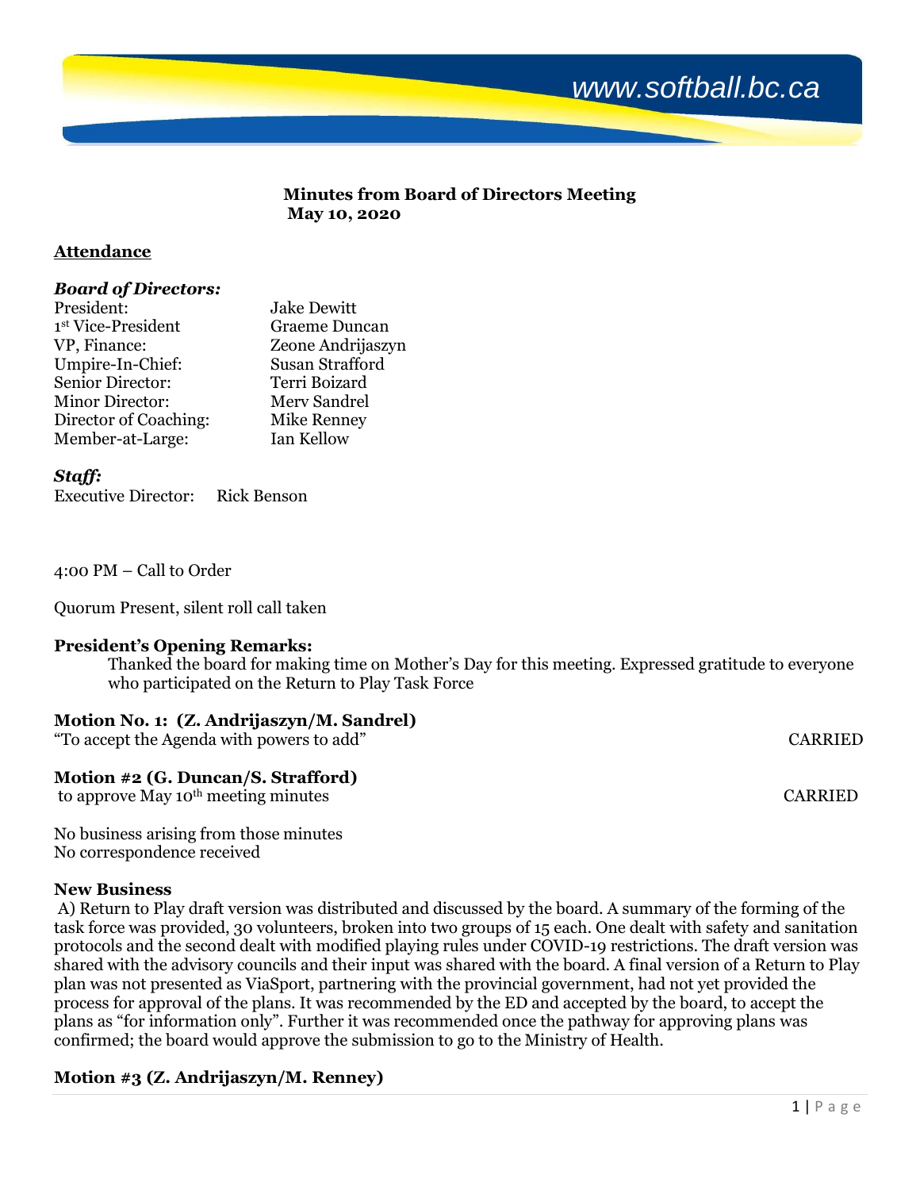www.softball.bc.ca

**Minutes from Board of Directors Meeting**
**May 10, 2020**

## Attendance

### *Board of Directors:*

| | |
|---|---|
| President: | Jake Dewitt |
| 1st Vice-President | Graeme Duncan |
| VP, Finance: | Zeone Andrijaszyn |
| Umpire-In-Chief: | Susan Strafford |
| Senior Director: | Terri Boizard |
| Minor Director: | Merv Sandrel |
| Director of Coaching: | Mike Renney |
| Member-at-Large: | Ian Kellow |

### *Staff:*

Executive Director: Rick Benson

4:00 PM – Call to Order

Quorum Present, silent roll call taken

**President's Opening Remarks:**

Thanked the board for making time on Mother's Day for this meeting. Expressed gratitude to everyone who participated on the Return to Play Task Force

**Motion No. 1: (Z. Andrijaszyn/M. Sandrel)**
"To accept the Agenda with powers to add" CARRIED

**Motion #2 (G. Duncan/S. Strafford)**
to approve May 10th meeting minutes CARRIED

No business arising from those minutes
No correspondence received

**New Business**

A) Return to Play draft version was distributed and discussed by the board. A summary of the forming of the task force was provided, 30 volunteers, broken into two groups of 15 each. One dealt with safety and sanitation protocols and the second dealt with modified playing rules under COVID-19 restrictions. The draft version was shared with the advisory councils and their input was shared with the board. A final version of a Return to Play plan was not presented as ViaSport, partnering with the provincial government, had not yet provided the process for approval of the plans. It was recommended by the ED and accepted by the board, to accept the plans as "for information only". Further it was recommended once the pathway for approving plans was confirmed; the board would approve the submission to go to the Ministry of Health.

**Motion #3 (Z. Andrijaszyn/M. Renney)**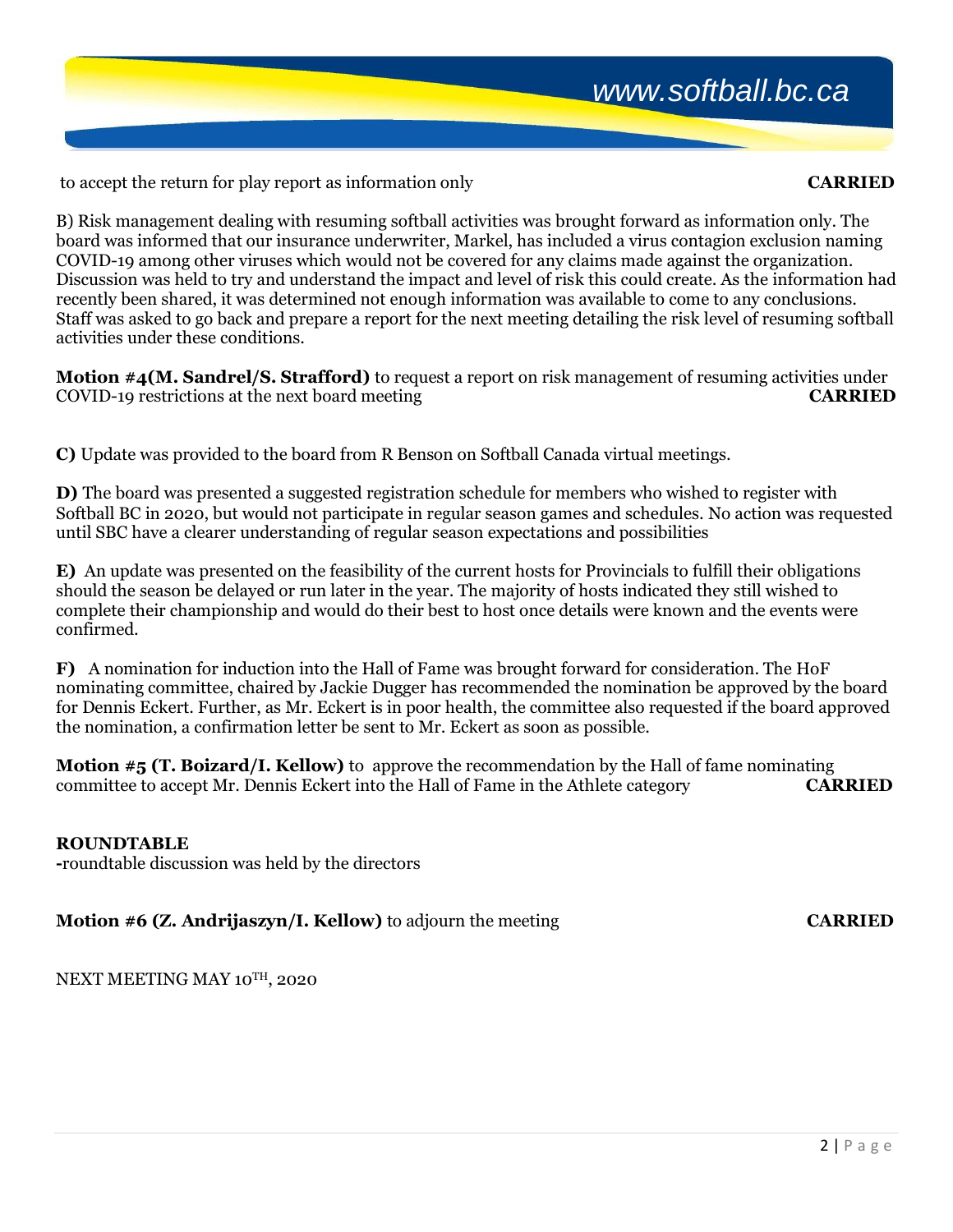to accept the return for play report as information only **CARRIED**

B) Risk management dealing with resuming softball activities was brought forward as information only. The board was informed that our insurance underwriter, Markel, has included a virus contagion exclusion naming COVID-19 among other viruses which would not be covered for any claims made against the organization. Discussion was held to try and understand the impact and level of risk this could create. As the information had recently been shared, it was determined not enough information was available to come to any conclusions. Staff was asked to go back and prepare a report for the next meeting detailing the risk level of resuming softball activities under these conditions.

**Motion #4(M. Sandrel/S. Strafford)** to request a report on risk management of resuming activities under COVID-19 restrictions at the next board meeting **CARRIED**

**C)** Update was provided to the board from R Benson on Softball Canada virtual meetings.

**D)** The board was presented a suggested registration schedule for members who wished to register with Softball BC in 2020, but would not participate in regular season games and schedules. No action was requested until SBC have a clearer understanding of regular season expectations and possibilities

**E)** An update was presented on the feasibility of the current hosts for Provincials to fulfill their obligations should the season be delayed or run later in the year. The majority of hosts indicated they still wished to complete their championship and would do their best to host once details were known and the events were confirmed.

**F)** A nomination for induction into the Hall of Fame was brought forward for consideration. The HoF nominating committee, chaired by Jackie Dugger has recommended the nomination be approved by the board for Dennis Eckert. Further, as Mr. Eckert is in poor health, the committee also requested if the board approved the nomination, a confirmation letter be sent to Mr. Eckert as soon as possible.

**Motion #5 (T. Boizard/I. Kellow)** to approve the recommendation by the Hall of fame nominating committee to accept Mr. Dennis Eckert into the Hall of Fame in the Athlete category **CARRIED**

**ROUNDTABLE**

-roundtable discussion was held by the directors

**Motion #6 (Z. Andrijaszyn/I. Kellow)** to adjourn the meeting **CARRIED**

NEXT MEETING MAY 10TH, 2020